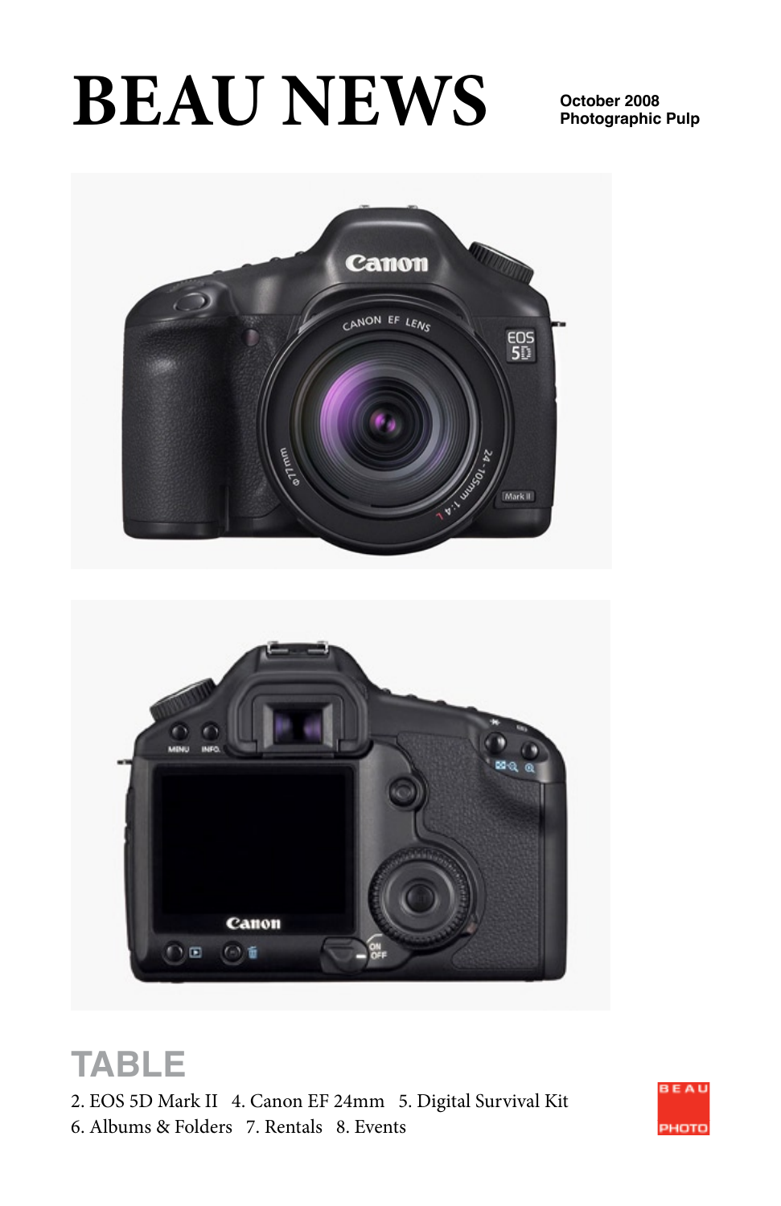# BEAU NEWS

**October 2008**
**Photographic Pulp**

## TABLE

2. EOS 5D Mark II   4. Canon EF 24mm   5. Digital Survival Kit
6. Albums & Folders   7. Rentals   8. Events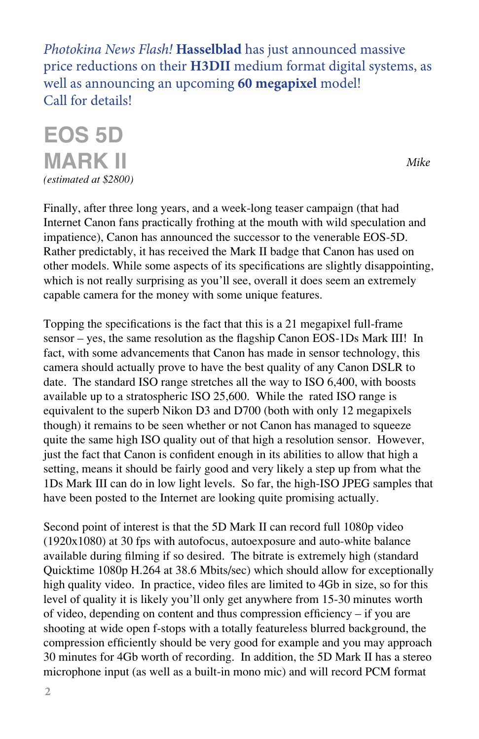*Photokina News Flash!* **Hasselblad** has just announced massive price reductions on their **H3DII** medium format digital systems, as well as announcing an upcoming **60 megapixel** model! Call for details!

# EOS 5D MARK II

*(estimated at $2800)*

*Mike*

Finally, after three long years, and a week-long teaser campaign (that had Internet Canon fans practically frothing at the mouth with wild speculation and impatience), Canon has announced the successor to the venerable EOS-5D. Rather predictably, it has received the Mark II badge that Canon has used on other models. While some aspects of its specifications are slightly disappointing, which is not really surprising as you'll see, overall it does seem an extremely capable camera for the money with some unique features.

Topping the specifications is the fact that this is a 21 megapixel full-frame sensor – yes, the same resolution as the flagship Canon EOS-1Ds Mark III! In fact, with some advancements that Canon has made in sensor technology, this camera should actually prove to have the best quality of any Canon DSLR to date. The standard ISO range stretches all the way to ISO 6,400, with boosts available up to a stratospheric ISO 25,600. While the rated ISO range is equivalent to the superb Nikon D3 and D700 (both with only 12 megapixels though) it remains to be seen whether or not Canon has managed to squeeze quite the same high ISO quality out of that high a resolution sensor. However, just the fact that Canon is confident enough in its abilities to allow that high a setting, means it should be fairly good and very likely a step up from what the 1Ds Mark III can do in low light levels. So far, the high-ISO JPEG samples that have been posted to the Internet are looking quite promising actually.

Second point of interest is that the 5D Mark II can record full 1080p video (1920x1080) at 30 fps with autofocus, autoexposure and auto-white balance available during filming if so desired. The bitrate is extremely high (standard Quicktime 1080p H.264 at 38.6 Mbits/sec) which should allow for exceptionally high quality video. In practice, video files are limited to 4Gb in size, so for this level of quality it is likely you'll only get anywhere from 15-30 minutes worth of video, depending on content and thus compression efficiency – if you are shooting at wide open f-stops with a totally featureless blurred background, the compression efficiently should be very good for example and you may approach 30 minutes for 4Gb worth of recording. In addition, the 5D Mark II has a stereo microphone input (as well as a built-in mono mic) and will record PCM format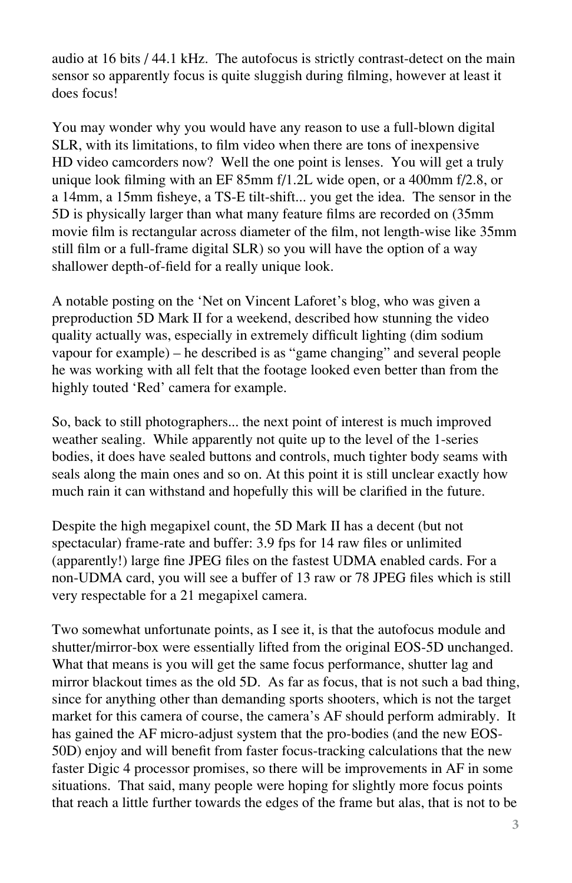audio at 16 bits / 44.1 kHz. The autofocus is strictly contrast-detect on the main sensor so apparently focus is quite sluggish during filming, however at least it does focus!

You may wonder why you would have any reason to use a full-blown digital SLR, with its limitations, to film video when there are tons of inexpensive HD video camcorders now? Well the one point is lenses. You will get a truly unique look filming with an EF 85mm f/1.2L wide open, or a 400mm f/2.8, or a 14mm, a 15mm fisheye, a TS-E tilt-shift... you get the idea. The sensor in the 5D is physically larger than what many feature films are recorded on (35mm movie film is rectangular across diameter of the film, not length-wise like 35mm still film or a full-frame digital SLR) so you will have the option of a way shallower depth-of-field for a really unique look.

A notable posting on the 'Net on Vincent Laforet's blog, who was given a preproduction 5D Mark II for a weekend, described how stunning the video quality actually was, especially in extremely difficult lighting (dim sodium vapour for example) – he described is as "game changing" and several people he was working with all felt that the footage looked even better than from the highly touted 'Red' camera for example.

So, back to still photographers... the next point of interest is much improved weather sealing. While apparently not quite up to the level of the 1-series bodies, it does have sealed buttons and controls, much tighter body seams with seals along the main ones and so on. At this point it is still unclear exactly how much rain it can withstand and hopefully this will be clarified in the future.

Despite the high megapixel count, the 5D Mark II has a decent (but not spectacular) frame-rate and buffer: 3.9 fps for 14 raw files or unlimited (apparently!) large fine JPEG files on the fastest UDMA enabled cards. For a non-UDMA card, you will see a buffer of 13 raw or 78 JPEG files which is still very respectable for a 21 megapixel camera.

Two somewhat unfortunate points, as I see it, is that the autofocus module and shutter/mirror-box were essentially lifted from the original EOS-5D unchanged. What that means is you will get the same focus performance, shutter lag and mirror blackout times as the old 5D. As far as focus, that is not such a bad thing, since for anything other than demanding sports shooters, which is not the target market for this camera of course, the camera's AF should perform admirably. It has gained the AF micro-adjust system that the pro-bodies (and the new EOS-50D) enjoy and will benefit from faster focus-tracking calculations that the new faster Digic 4 processor promises, so there will be improvements in AF in some situations. That said, many people were hoping for slightly more focus points that reach a little further towards the edges of the frame but alas, that is not to be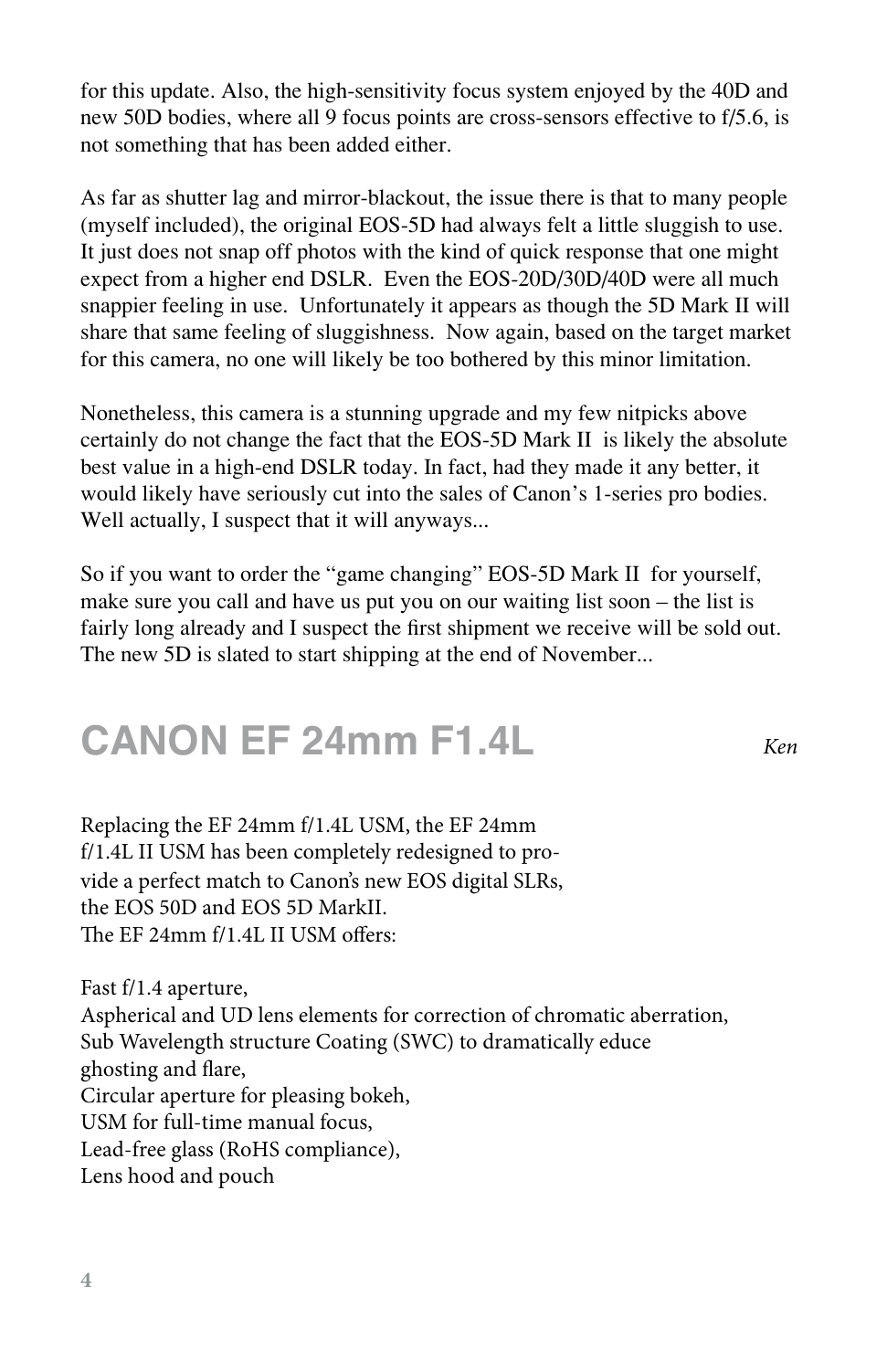for this update. Also, the high-sensitivity focus system enjoyed by the 40D and new 50D bodies, where all 9 focus points are cross-sensors effective to f/5.6, is not something that has been added either.

As far as shutter lag and mirror-blackout, the issue there is that to many people (myself included), the original EOS-5D had always felt a little sluggish to use. It just does not snap off photos with the kind of quick response that one might expect from a higher end DSLR. Even the EOS-20D/30D/40D were all much snappier feeling in use. Unfortunately it appears as though the 5D Mark II will share that same feeling of sluggishness. Now again, based on the target market for this camera, no one will likely be too bothered by this minor limitation.

Nonetheless, this camera is a stunning upgrade and my few nitpicks above certainly do not change the fact that the EOS-5D Mark II is likely the absolute best value in a high-end DSLR today. In fact, had they made it any better, it would likely have seriously cut into the sales of Canon's 1-series pro bodies. Well actually, I suspect that it will anyways...

So if you want to order the "game changing" EOS-5D Mark II for yourself, make sure you call and have us put you on our waiting list soon – the list is fairly long already and I suspect the first shipment we receive will be sold out. The new 5D is slated to start shipping at the end of November...

## CANON EF 24mm F1.4L

*Ken*

Replacing the EF 24mm f/1.4L USM, the EF 24mm f/1.4L II USM has been completely redesigned to provide a perfect match to Canon's new EOS digital SLRs, the EOS 50D and EOS 5D MarkII.
The EF 24mm f/1.4L II USM offers:

Fast f/1.4 aperture,
Aspherical and UD lens elements for correction of chromatic aberration,
Sub Wavelength structure Coating (SWC) to dramatically educe ghosting and flare,
Circular aperture for pleasing bokeh,
USM for full-time manual focus,
Lead-free glass (RoHS compliance),
Lens hood and pouch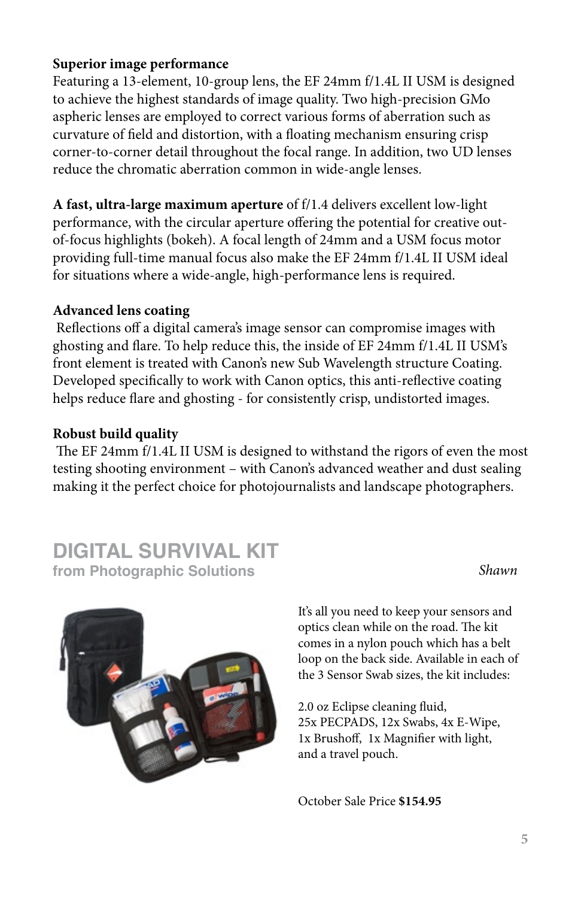**Superior image performance**
Featuring a 13-element, 10-group lens, the EF 24mm f/1.4L II USM is designed to achieve the highest standards of image quality. Two high-precision GMo aspheric lenses are employed to correct various forms of aberration such as curvature of field and distortion, with a floating mechanism ensuring crisp corner-to-corner detail throughout the focal range. In addition, two UD lenses reduce the chromatic aberration common in wide-angle lenses.

**A fast, ultra-large maximum aperture** of f/1.4 delivers excellent low-light performance, with the circular aperture offering the potential for creative out-of-focus highlights (bokeh). A focal length of 24mm and a USM focus motor providing full-time manual focus also make the EF 24mm f/1.4L II USM ideal for situations where a wide-angle, high-performance lens is required.

**Advanced lens coating**
Reflections off a digital camera's image sensor can compromise images with ghosting and flare. To help reduce this, the inside of EF 24mm f/1.4L II USM's front element is treated with Canon's new Sub Wavelength structure Coating. Developed specifically to work with Canon optics, this anti-reflective coating helps reduce flare and ghosting - for consistently crisp, undistorted images.

**Robust build quality**
The EF 24mm f/1.4L II USM is designed to withstand the rigors of even the most testing shooting environment – with Canon's advanced weather and dust sealing making it the perfect choice for photojournalists and landscape photographers.

## DIGITAL SURVIVAL KIT
### from Photographic Solutions

*Shawn*

It's all you need to keep your sensors and optics clean while on the road. The kit comes in a nylon pouch which has a belt loop on the back side. Available in each of the 3 Sensor Swab sizes, the kit includes:

2.0 oz Eclipse cleaning fluid,
25x PECPADS, 12x Swabs, 4x E-Wipe,
1x Brushoff, 1x Magnifier with light,
and a travel pouch.

October Sale Price **$154.95**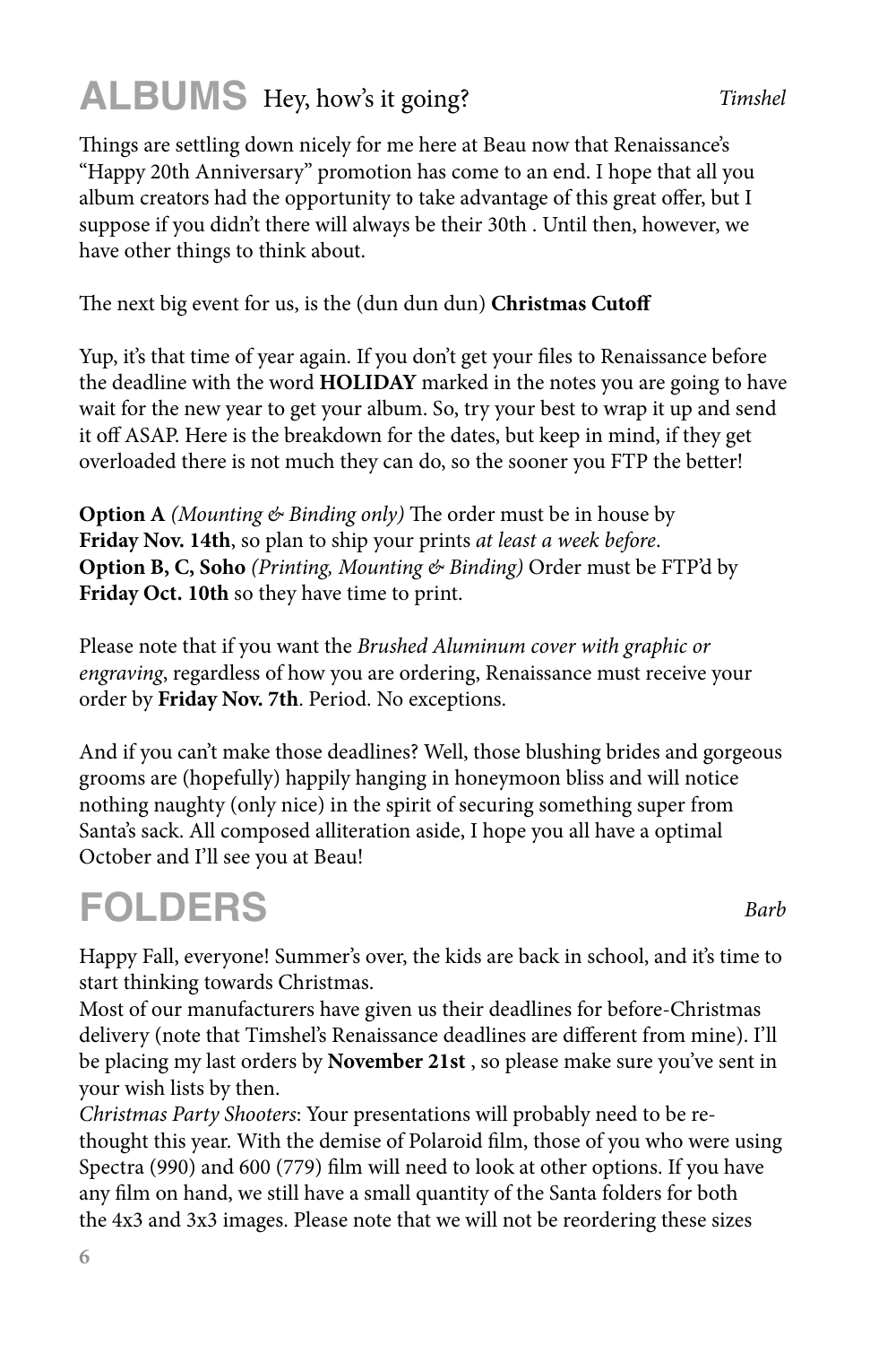# ALBUMS Hey, how's it going?

*Timshel*

Things are settling down nicely for me here at Beau now that Renaissance's "Happy 20th Anniversary" promotion has come to an end. I hope that all you album creators had the opportunity to take advantage of this great offer, but I suppose if you didn't there will always be their 30th . Until then, however, we have other things to think about.

The next big event for us, is the (dun dun dun) **Christmas Cutoff**

Yup, it's that time of year again. If you don't get your files to Renaissance before the deadline with the word **HOLIDAY** marked in the notes you are going to have wait for the new year to get your album. So, try your best to wrap it up and send it off ASAP. Here is the breakdown for the dates, but keep in mind, if they get overloaded there is not much they can do, so the sooner you FTP the better!

**Option A** *(Mounting & Binding only)* The order must be in house by **Friday Nov. 14th**, so plan to ship your prints *at least a week before*.
**Option B, C, Soho** *(Printing, Mounting & Binding)* Order must be FTP'd by **Friday Oct. 10th** so they have time to print.

Please note that if you want the *Brushed Aluminum cover with graphic or engraving*, regardless of how you are ordering, Renaissance must receive your order by **Friday Nov. 7th**. Period. No exceptions.

And if you can't make those deadlines? Well, those blushing brides and gorgeous grooms are (hopefully) happily hanging in honeymoon bliss and will notice nothing naughty (only nice) in the spirit of securing something super from Santa's sack. All composed alliteration aside, I hope you all have a optimal October and I'll see you at Beau!

# FOLDERS

*Barb*

Happy Fall, everyone! Summer's over, the kids are back in school, and it's time to start thinking towards Christmas.
Most of our manufacturers have given us their deadlines for before-Christmas delivery (note that Timshel's Renaissance deadlines are different from mine). I'll be placing my last orders by **November 21st** , so please make sure you've sent in your wish lists by then.
*Christmas Party Shooters*: Your presentations will probably need to be re-thought this year. With the demise of Polaroid film, those of you who were using Spectra (990) and 600 (779) film will need to look at other options. If you have any film on hand, we still have a small quantity of the Santa folders for both the 4x3 and 3x3 images. Please note that we will not be reordering these sizes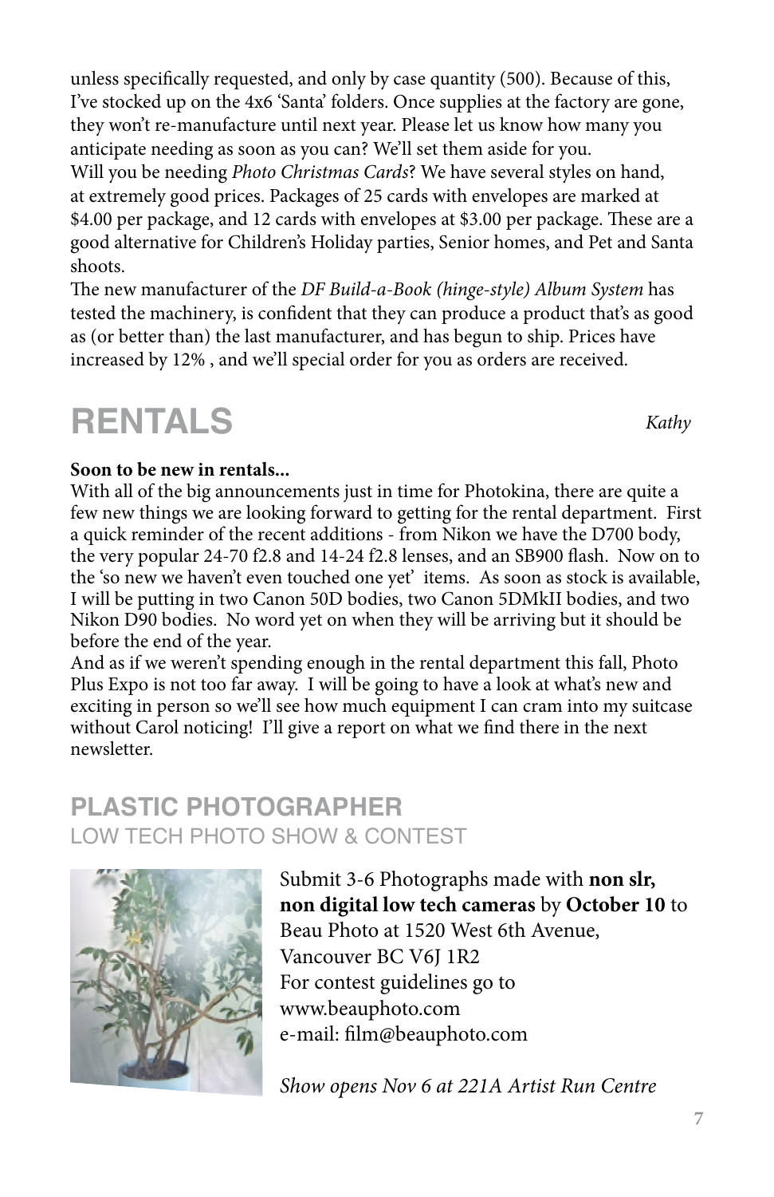unless specifically requested, and only by case quantity (500). Because of this, I've stocked up on the 4x6 'Santa' folders. Once supplies at the factory are gone, they won't re-manufacture until next year. Please let us know how many you anticipate needing as soon as you can? We'll set them aside for you.

Will you be needing *Photo Christmas Cards*? We have several styles on hand, at extremely good prices. Packages of 25 cards with envelopes are marked at $4.00 per package, and 12 cards with envelopes at $3.00 per package. These are a good alternative for Children's Holiday parties, Senior homes, and Pet and Santa shoots.

The new manufacturer of the *DF Build-a-Book (hinge-style) Album System* has tested the machinery, is confident that they can produce a product that's as good as (or better than) the last manufacturer, and has begun to ship. Prices have increased by 12% , and we'll special order for you as orders are received.

# RENTALS

*Kathy*

**Soon to be new in rentals...**

With all of the big announcements just in time for Photokina, there are quite a few new things we are looking forward to getting for the rental department. First a quick reminder of the recent additions - from Nikon we have the D700 body, the very popular 24-70 f2.8 and 14-24 f2.8 lenses, and an SB900 flash. Now on to the 'so new we haven't even touched one yet' items. As soon as stock is available, I will be putting in two Canon 50D bodies, two Canon 5DMkII bodies, and two Nikon D90 bodies. No word yet on when they will be arriving but it should be before the end of the year.

And as if we weren't spending enough in the rental department this fall, Photo Plus Expo is not too far away. I will be going to have a look at what's new and exciting in person so we'll see how much equipment I can cram into my suitcase without Carol noticing! I'll give a report on what we find there in the next newsletter.

## PLASTIC PHOTOGRAPHER

LOW TECH PHOTO SHOW & CONTEST

Submit 3-6 Photographs made with **non slr, non digital low tech cameras** by **October 10** to Beau Photo at 1520 West 6th Avenue, Vancouver BC V6J 1R2
For contest guidelines go to www.beauphoto.com
e-mail: film@beauphoto.com

*Show opens Nov 6 at 221A Artist Run Centre*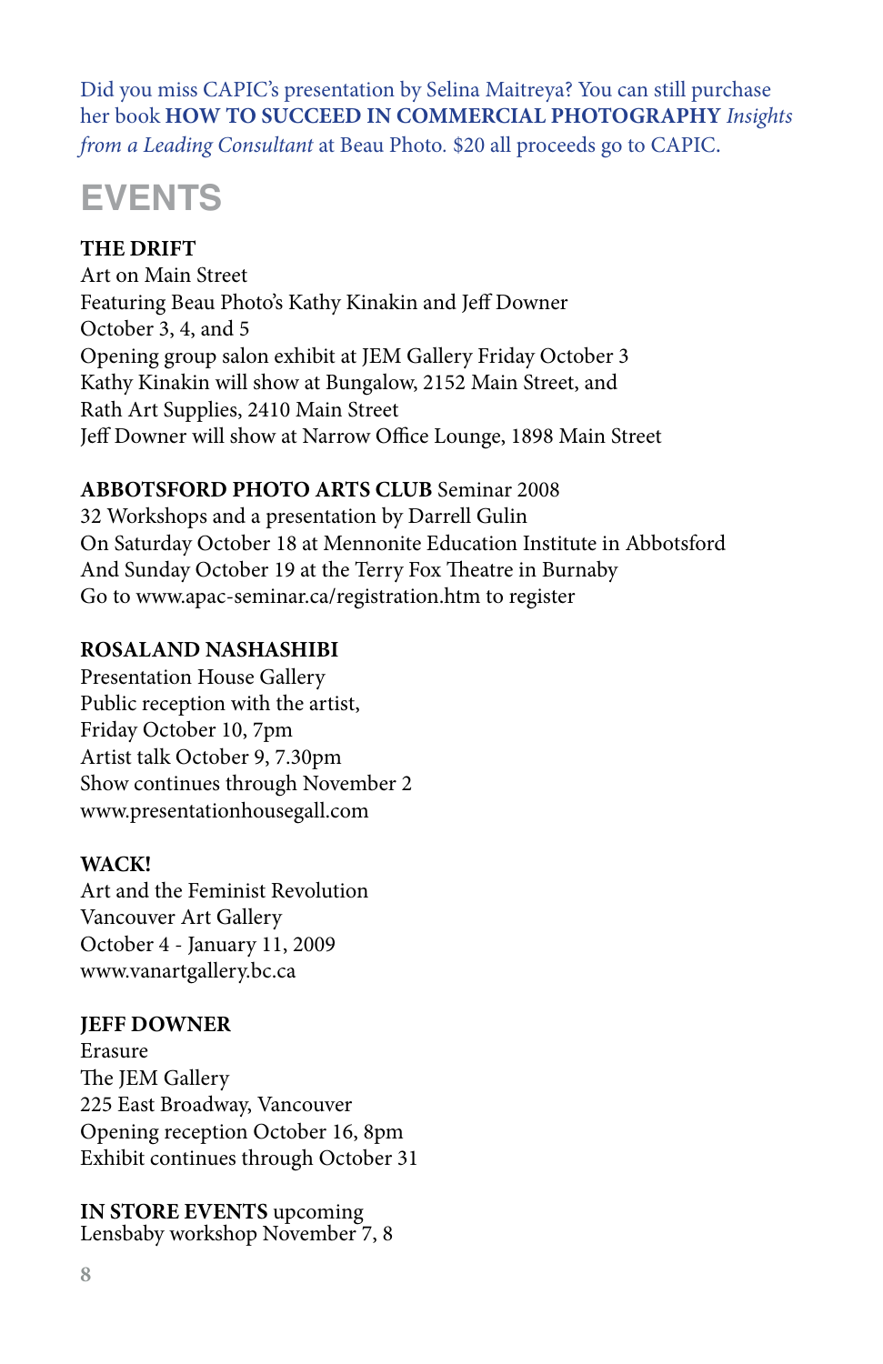Did you miss CAPIC's presentation by Selina Maitreya? You can still purchase her book **HOW TO SUCCEED IN COMMERCIAL PHOTOGRAPHY** *Insights from a Leading Consultant* at Beau Photo. $20 all proceeds go to CAPIC.

# EVENTS

**THE DRIFT**
Art on Main Street
Featuring Beau Photo's Kathy Kinakin and Jeff Downer
October 3, 4, and 5
Opening group salon exhibit at JEM Gallery Friday October 3
Kathy Kinakin will show at Bungalow, 2152 Main Street, and
Rath Art Supplies, 2410 Main Street
Jeff Downer will show at Narrow Office Lounge, 1898 Main Street

**ABBOTSFORD PHOTO ARTS CLUB** Seminar 2008
32 Workshops and a presentation by Darrell Gulin
On Saturday October 18 at Mennonite Education Institute in Abbotsford
And Sunday October 19 at the Terry Fox Theatre in Burnaby
Go to www.apac-seminar.ca/registration.htm to register

**ROSALAND NASHASHIBI**
Presentation House Gallery
Public reception with the artist,
Friday October 10, 7pm
Artist talk October 9, 7.30pm
Show continues through November 2
www.presentationhousegall.com

**WACK!**
Art and the Feminist Revolution
Vancouver Art Gallery
October 4 - January 11, 2009
www.vanartgallery.bc.ca

**JEFF DOWNER**
Erasure
The JEM Gallery
225 East Broadway, Vancouver
Opening reception October 16, 8pm
Exhibit continues through October 31

**IN STORE EVENTS** upcoming
Lensbaby workshop November 7, 8